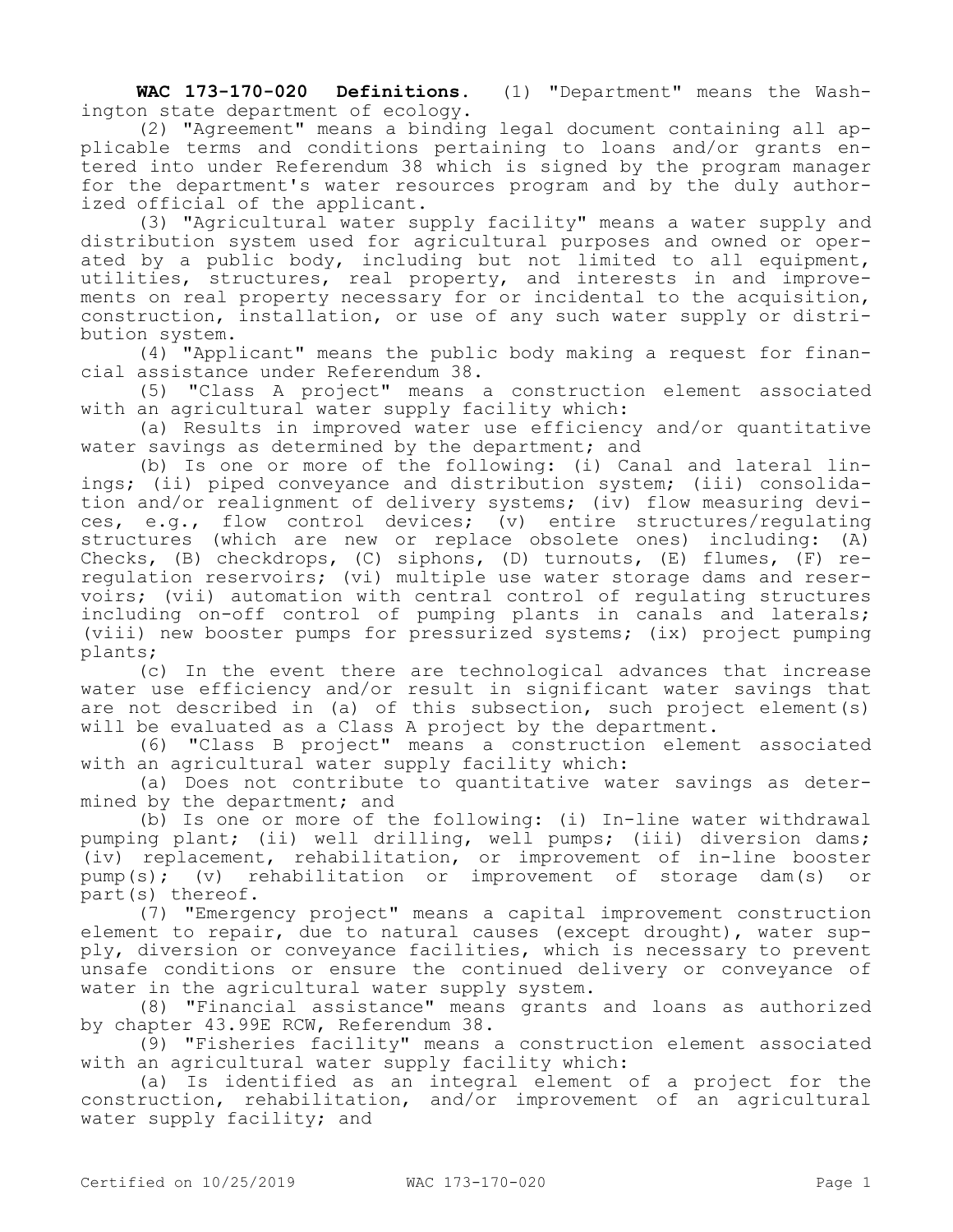**WAC 173-170-020 Definitions.** (1) "Department" means the Washington state department of ecology.

(2) "Agreement" means a binding legal document containing all applicable terms and conditions pertaining to loans and/or grants entered into under Referendum 38 which is signed by the program manager for the department's water resources program and by the duly authorized official of the applicant.

(3) "Agricultural water supply facility" means a water supply and distribution system used for agricultural purposes and owned or operated by a public body, including but not limited to all equipment, utilities, structures, real property, and interests in and improvements on real property necessary for or incidental to the acquisition, construction, installation, or use of any such water supply or distribution system.

(4) "Applicant" means the public body making a request for financial assistance under Referendum 38.

(5) "Class A project" means a construction element associated with an agricultural water supply facility which:

(a) Results in improved water use efficiency and/or quantitative water savings as determined by the department; and

(b) Is one or more of the following: (i) Canal and lateral linings; (ii) piped conveyance and distribution system; (iii) consolidation and/or realignment of delivery systems; (iv) flow measuring devices, e.g., flow control devices; (v) entire structures/regulating structures (which are new or replace obsolete ones) including: (A) Checks, (B) checkdrops, (C) siphons, (D) turnouts, (E) flumes, (F) reregulation reservoirs; (vi) multiple use water storage dams and reservoirs; (vii) automation with central control of regulating structures including on-off control of pumping plants in canals and laterals; (viii) new booster pumps for pressurized systems; (ix) project pumping plants;

(c) In the event there are technological advances that increase water use efficiency and/or result in significant water savings that are not described in (a) of this subsection, such project element(s) will be evaluated as a Class A project by the department.

(6) "Class B project" means a construction element associated with an agricultural water supply facility which:

(a) Does not contribute to quantitative water savings as determined by the department; and

(b) Is one or more of the following: (i) In-line water withdrawal pumping plant; (ii) well drilling, well pumps; (iii) diversion dams; (iv) replacement, rehabilitation, or improvement of in-line booster pump(s); (v) rehabilitation or improvement of storage dam(s) or part(s) thereof.

(7) "Emergency project" means a capital improvement construction element to repair, due to natural causes (except drought), water supply, diversion or conveyance facilities, which is necessary to prevent unsafe conditions or ensure the continued delivery or conveyance of water in the agricultural water supply system.

(8) "Financial assistance" means grants and loans as authorized by chapter 43.99E RCW, Referendum 38.

(9) "Fisheries facility" means a construction element associated with an agricultural water supply facility which:

(a) Is identified as an integral element of a project for the construction, rehabilitation, and/or improvement of an agricultural water supply facility; and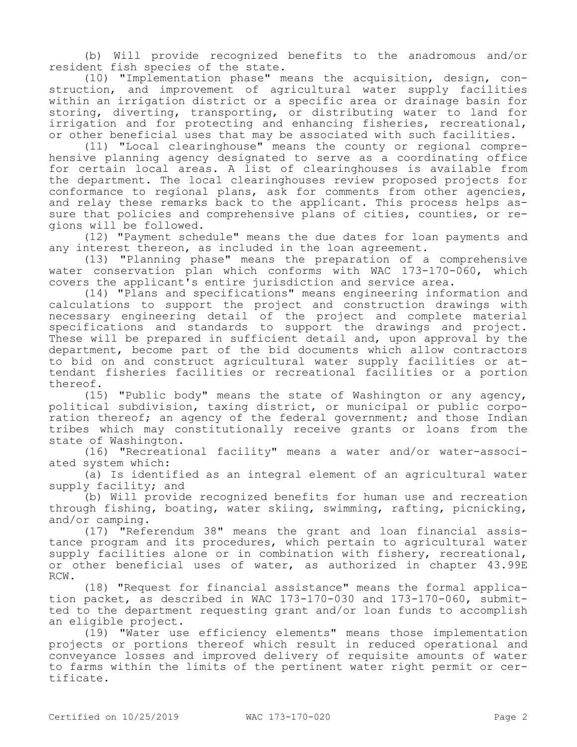(b) Will provide recognized benefits to the anadromous and/or resident fish species of the state.

(10) "Implementation phase" means the acquisition, design, construction, and improvement of agricultural water supply facilities within an irrigation district or a specific area or drainage basin for storing, diverting, transporting, or distributing water to land for irrigation and for protecting and enhancing fisheries, recreational, or other beneficial uses that may be associated with such facilities.

(11) "Local clearinghouse" means the county or regional comprehensive planning agency designated to serve as a coordinating office for certain local areas. A list of clearinghouses is available from the department. The local clearinghouses review proposed projects for conformance to regional plans, ask for comments from other agencies, and relay these remarks back to the applicant. This process helps assure that policies and comprehensive plans of cities, counties, or regions will be followed.

(12) "Payment schedule" means the due dates for loan payments and any interest thereon, as included in the loan agreement.

(13) "Planning phase" means the preparation of a comprehensive water conservation plan which conforms with WAC 173-170-060, which covers the applicant's entire jurisdiction and service area.

(14) "Plans and specifications" means engineering information and calculations to support the project and construction drawings with necessary engineering detail of the project and complete material specifications and standards to support the drawings and project. These will be prepared in sufficient detail and, upon approval by the department, become part of the bid documents which allow contractors to bid on and construct agricultural water supply facilities or attendant fisheries facilities or recreational facilities or a portion thereof.

(15) "Public body" means the state of Washington or any agency, political subdivision, taxing district, or municipal or public corporation thereof; an agency of the federal government; and those Indian tribes which may constitutionally receive grants or loans from the state of Washington.

(16) "Recreational facility" means a water and/or water-associated system which:

(a) Is identified as an integral element of an agricultural water supply facility; and

(b) Will provide recognized benefits for human use and recreation through fishing, boating, water skiing, swimming, rafting, picnicking, and/or camping.

(17) "Referendum 38" means the grant and loan financial assistance program and its procedures, which pertain to agricultural water supply facilities alone or in combination with fishery, recreational, or other beneficial uses of water, as authorized in chapter 43.99E RCW.

(18) "Request for financial assistance" means the formal application packet, as described in WAC 173-170-030 and 173-170-060, submitted to the department requesting grant and/or loan funds to accomplish an eligible project.

(19) "Water use efficiency elements" means those implementation projects or portions thereof which result in reduced operational and conveyance losses and improved delivery of requisite amounts of water to farms within the limits of the pertinent water right permit or certificate.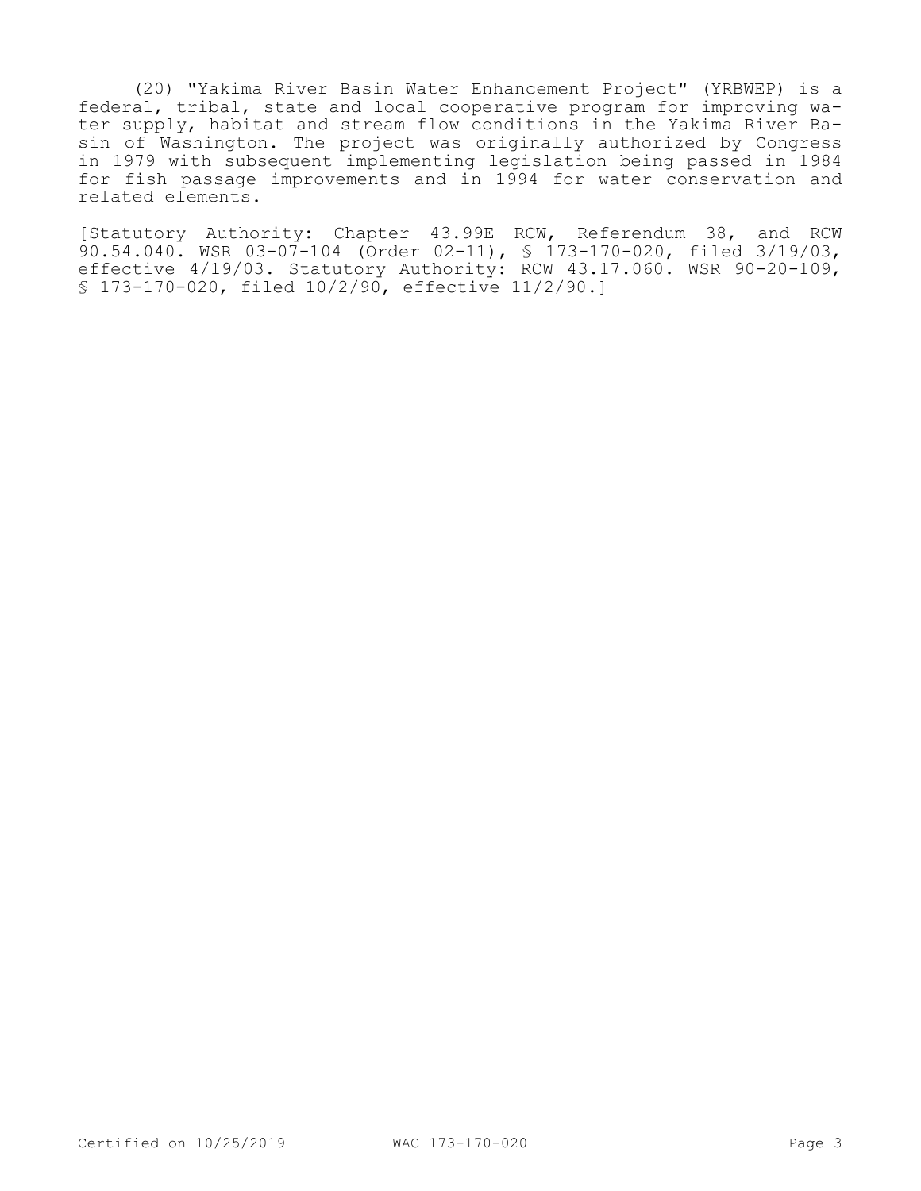(20) "Yakima River Basin Water Enhancement Project" (YRBWEP) is a federal, tribal, state and local cooperative program for improving water supply, habitat and stream flow conditions in the Yakima River Basin of Washington. The project was originally authorized by Congress in 1979 with subsequent implementing legislation being passed in 1984 for fish passage improvements and in 1994 for water conservation and related elements.

[Statutory Authority: Chapter 43.99E RCW, Referendum 38, and RCW 90.54.040. WSR 03-07-104 (Order 02-11), § 173-170-020, filed 3/19/03, effective 4/19/03. Statutory Authority: RCW 43.17.060. WSR 90-20-109, § 173-170-020, filed 10/2/90, effective 11/2/90.]